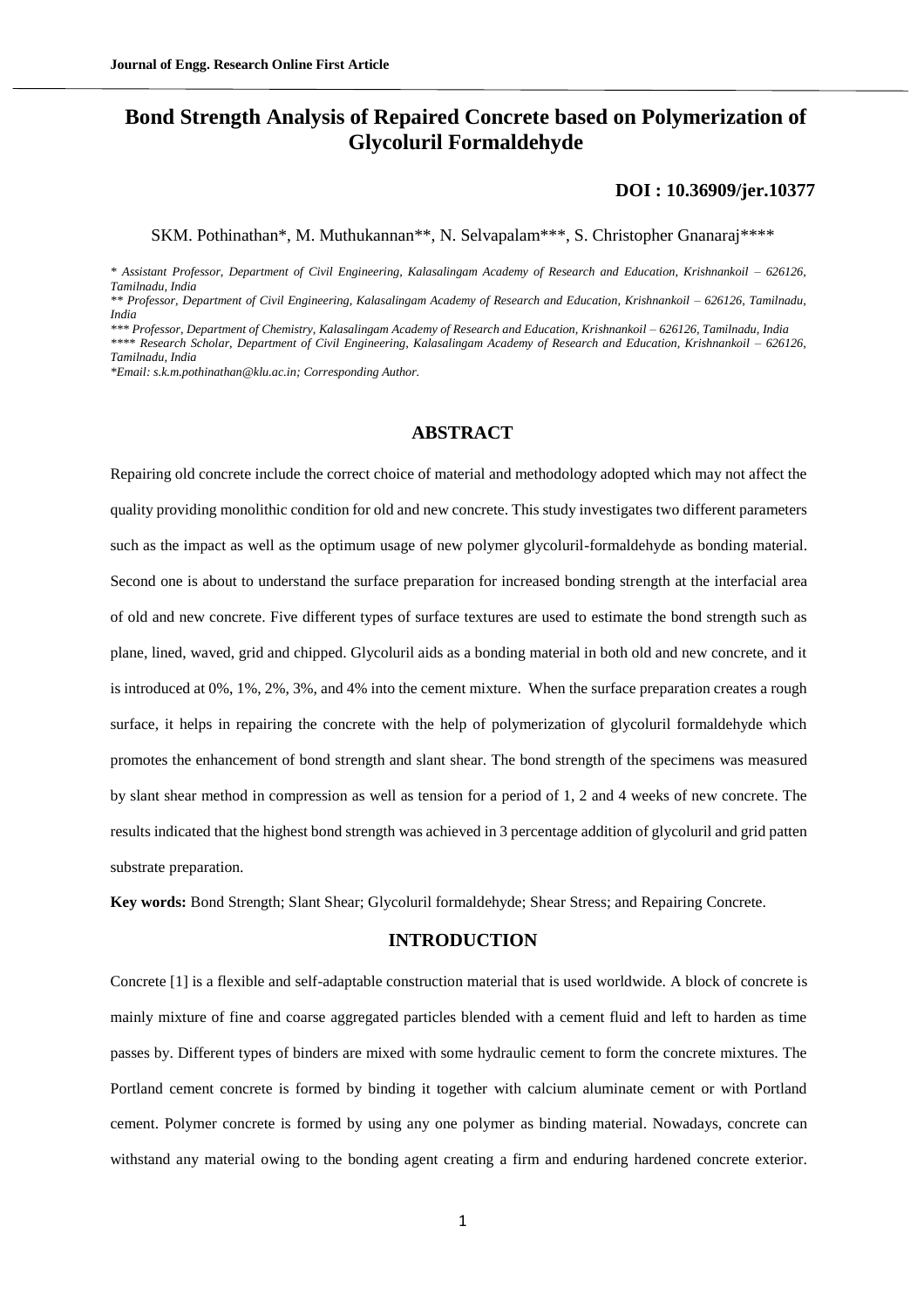# Bond Strength Analysis of Repaired Concrete based on Polymerization of Glycoluril Formaldehyde

**DOI : 10.36909/jer.10377**

SKM. Pothinathan*, M. Muthukannan**, N. Selvapalam***, S. Christopher Gnanaraj****

*\* Assistant Professor, Department of Civil Engineering, Kalasalingam Academy of Research and Education, Krishnankoil – 626126, Tamilnadu, India*

*\*\* Professor, Department of Civil Engineering, Kalasalingam Academy of Research and Education, Krishnankoil – 626126, Tamilnadu, India*

*\*\*\* Professor, Department of Chemistry, Kalasalingam Academy of Research and Education, Krishnankoil – 626126, Tamilnadu, India*

*\*\*\*\* Research Scholar, Department of Civil Engineering, Kalasalingam Academy of Research and Education, Krishnankoil – 626126, Tamilnadu, India*

*\*Email: s.k.m.pothinathan@klu.ac.in; Corresponding Author.*

## ABSTRACT

Repairing old concrete include the correct choice of material and methodology adopted which may not affect the quality providing monolithic condition for old and new concrete. This study investigates two different parameters such as the impact as well as the optimum usage of new polymer glycoluril-formaldehyde as bonding material. Second one is about to understand the surface preparation for increased bonding strength at the interfacial area of old and new concrete. Five different types of surface textures are used to estimate the bond strength such as plane, lined, waved, grid and chipped. Glycoluril aids as a bonding material in both old and new concrete, and it is introduced at 0%, 1%, 2%, 3%, and 4% into the cement mixture. When the surface preparation creates a rough surface, it helps in repairing the concrete with the help of polymerization of glycoluril formaldehyde which promotes the enhancement of bond strength and slant shear. The bond strength of the specimens was measured by slant shear method in compression as well as tension for a period of 1, 2 and 4 weeks of new concrete. The results indicated that the highest bond strength was achieved in 3 percentage addition of glycoluril and grid patten substrate preparation.

**Key words:** Bond Strength; Slant Shear; Glycoluril formaldehyde; Shear Stress; and Repairing Concrete.

## INTRODUCTION

Concrete [1] is a flexible and self-adaptable construction material that is used worldwide. A block of concrete is mainly mixture of fine and coarse aggregated particles blended with a cement fluid and left to harden as time passes by. Different types of binders are mixed with some hydraulic cement to form the concrete mixtures. The Portland cement concrete is formed by binding it together with calcium aluminate cement or with Portland cement. Polymer concrete is formed by using any one polymer as binding material. Nowadays, concrete can withstand any material owing to the bonding agent creating a firm and enduring hardened concrete exterior.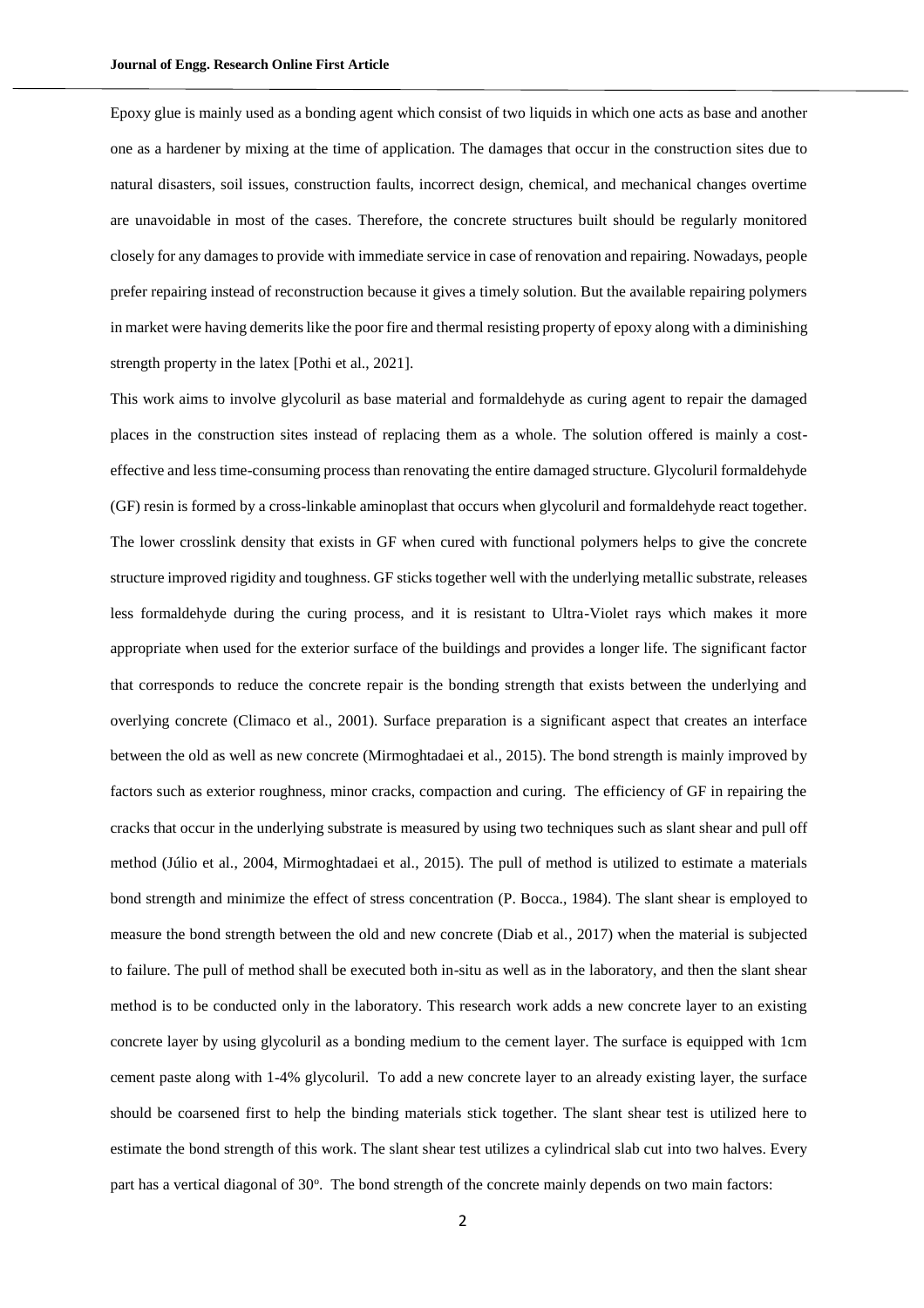Epoxy glue is mainly used as a bonding agent which consist of two liquids in which one acts as base and another one as a hardener by mixing at the time of application. The damages that occur in the construction sites due to natural disasters, soil issues, construction faults, incorrect design, chemical, and mechanical changes overtime are unavoidable in most of the cases. Therefore, the concrete structures built should be regularly monitored closely for any damages to provide with immediate service in case of renovation and repairing. Nowadays, people prefer repairing instead of reconstruction because it gives a timely solution. But the available repairing polymers in market were having demerits like the poor fire and thermal resisting property of epoxy along with a diminishing strength property in the latex [Pothi et al., 2021].

This work aims to involve glycoluril as base material and formaldehyde as curing agent to repair the damaged places in the construction sites instead of replacing them as a whole. The solution offered is mainly a cost-effective and less time-consuming process than renovating the entire damaged structure. Glycoluril formaldehyde (GF) resin is formed by a cross-linkable aminoplast that occurs when glycoluril and formaldehyde react together. The lower crosslink density that exists in GF when cured with functional polymers helps to give the concrete structure improved rigidity and toughness. GF sticks together well with the underlying metallic substrate, releases less formaldehyde during the curing process, and it is resistant to Ultra-Violet rays which makes it more appropriate when used for the exterior surface of the buildings and provides a longer life. The significant factor that corresponds to reduce the concrete repair is the bonding strength that exists between the underlying and overlying concrete (Climaco et al., 2001). Surface preparation is a significant aspect that creates an interface between the old as well as new concrete (Mirmoghtadaei et al., 2015). The bond strength is mainly improved by factors such as exterior roughness, minor cracks, compaction and curing. The efficiency of GF in repairing the cracks that occur in the underlying substrate is measured by using two techniques such as slant shear and pull off method (Júlio et al., 2004, Mirmoghtadaei et al., 2015). The pull of method is utilized to estimate a materials bond strength and minimize the effect of stress concentration (P. Bocca., 1984). The slant shear is employed to measure the bond strength between the old and new concrete (Diab et al., 2017) when the material is subjected to failure. The pull of method shall be executed both in-situ as well as in the laboratory, and then the slant shear method is to be conducted only in the laboratory. This research work adds a new concrete layer to an existing concrete layer by using glycoluril as a bonding medium to the cement layer. The surface is equipped with 1cm cement paste along with 1-4% glycoluril. To add a new concrete layer to an already existing layer, the surface should be coarsened first to help the binding materials stick together. The slant shear test is utilized here to estimate the bond strength of this work. The slant shear test utilizes a cylindrical slab cut into two halves. Every part has a vertical diagonal of 30$^{o}$. The bond strength of the concrete mainly depends on two main factors: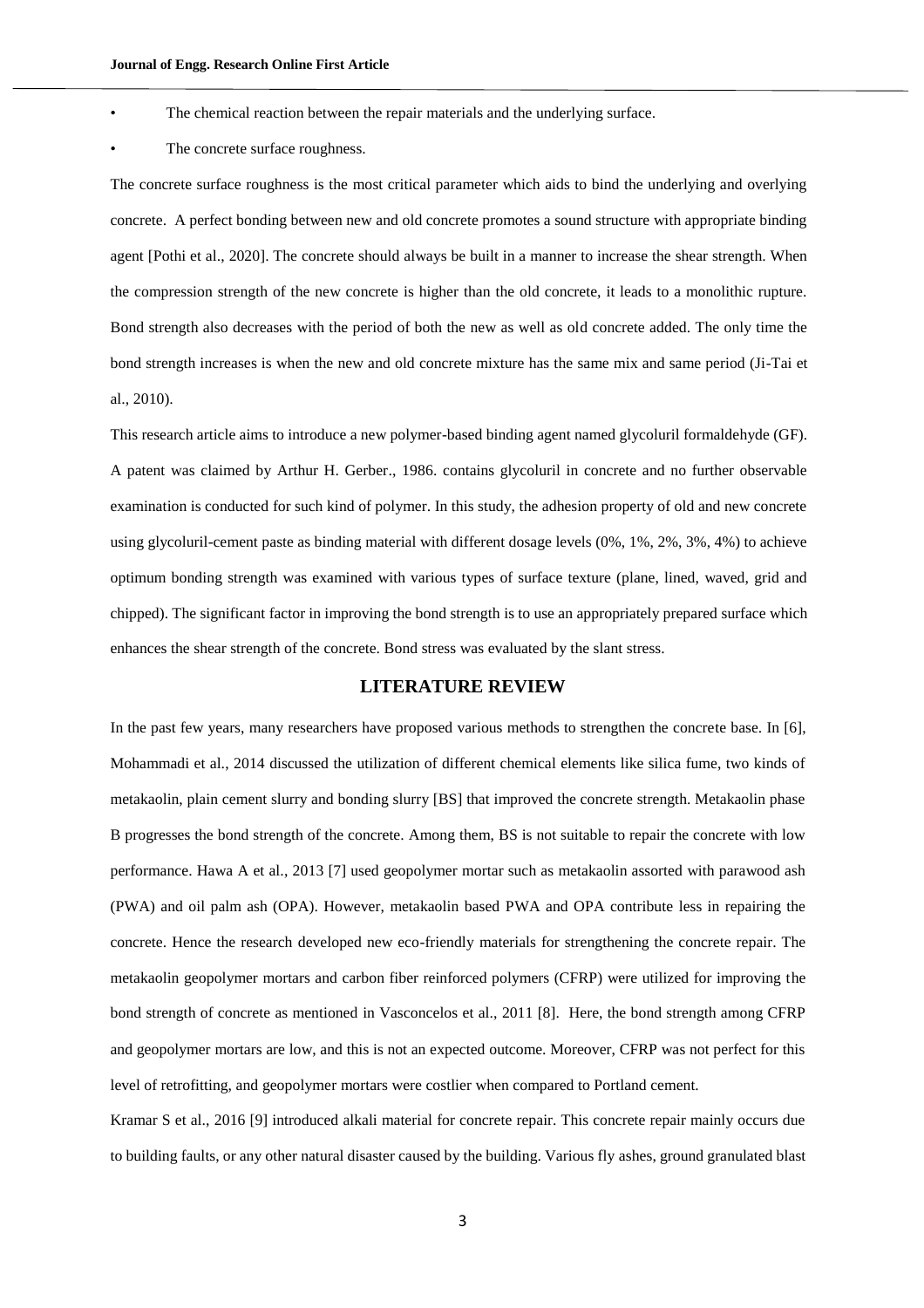- The chemical reaction between the repair materials and the underlying surface.
- The concrete surface roughness.

The concrete surface roughness is the most critical parameter which aids to bind the underlying and overlying concrete. A perfect bonding between new and old concrete promotes a sound structure with appropriate binding agent [Pothi et al., 2020]. The concrete should always be built in a manner to increase the shear strength. When the compression strength of the new concrete is higher than the old concrete, it leads to a monolithic rupture. Bond strength also decreases with the period of both the new as well as old concrete added. The only time the bond strength increases is when the new and old concrete mixture has the same mix and same period (Ji-Tai et al., 2010).

This research article aims to introduce a new polymer-based binding agent named glycoluril formaldehyde (GF). A patent was claimed by Arthur H. Gerber., 1986. contains glycoluril in concrete and no further observable examination is conducted for such kind of polymer. In this study, the adhesion property of old and new concrete using glycoluril-cement paste as binding material with different dosage levels (0%, 1%, 2%, 3%, 4%) to achieve optimum bonding strength was examined with various types of surface texture (plane, lined, waved, grid and chipped). The significant factor in improving the bond strength is to use an appropriately prepared surface which enhances the shear strength of the concrete. Bond stress was evaluated by the slant stress.

## LITERATURE REVIEW

In the past few years, many researchers have proposed various methods to strengthen the concrete base. In [6], Mohammadi et al., 2014 discussed the utilization of different chemical elements like silica fume, two kinds of metakaolin, plain cement slurry and bonding slurry [BS] that improved the concrete strength. Metakaolin phase B progresses the bond strength of the concrete. Among them, BS is not suitable to repair the concrete with low performance. Hawa A et al., 2013 [7] used geopolymer mortar such as metakaolin assorted with parawood ash (PWA) and oil palm ash (OPA). However, metakaolin based PWA and OPA contribute less in repairing the concrete. Hence the research developed new eco-friendly materials for strengthening the concrete repair. The metakaolin geopolymer mortars and carbon fiber reinforced polymers (CFRP) were utilized for improving the bond strength of concrete as mentioned in Vasconcelos et al., 2011 [8]. Here, the bond strength among CFRP and geopolymer mortars are low, and this is not an expected outcome. Moreover, CFRP was not perfect for this level of retrofitting, and geopolymer mortars were costlier when compared to Portland cement.

Kramar S et al., 2016 [9] introduced alkali material for concrete repair. This concrete repair mainly occurs due to building faults, or any other natural disaster caused by the building. Various fly ashes, ground granulated blast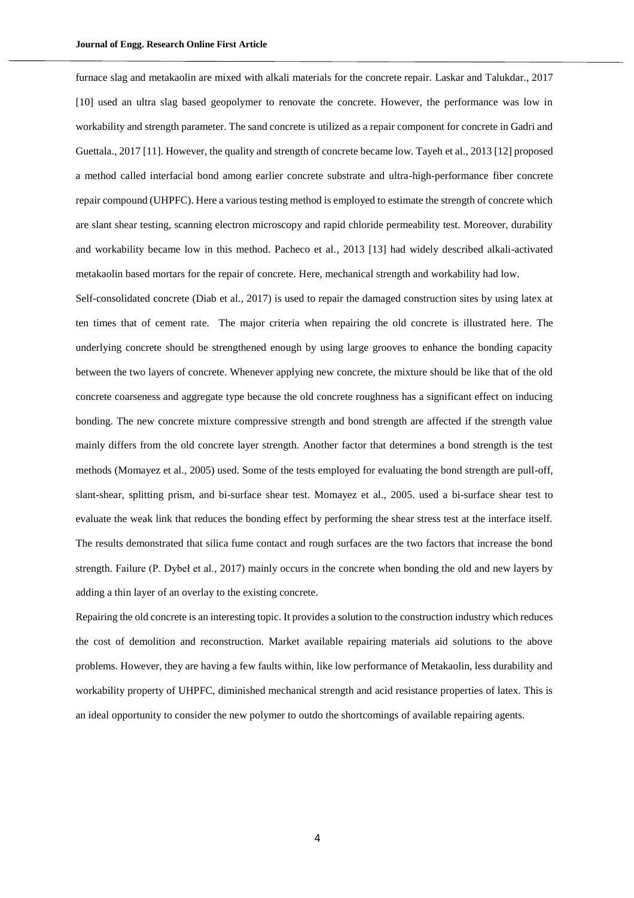furnace slag and metakaolin are mixed with alkali materials for the concrete repair. Laskar and Talukdar., 2017 [10] used an ultra slag based geopolymer to renovate the concrete. However, the performance was low in workability and strength parameter. The sand concrete is utilized as a repair component for concrete in Gadri and Guettala., 2017 [11]. However, the quality and strength of concrete became low. Tayeh et al., 2013 [12] proposed a method called interfacial bond among earlier concrete substrate and ultra-high-performance fiber concrete repair compound (UHPFC). Here a various testing method is employed to estimate the strength of concrete which are slant shear testing, scanning electron microscopy and rapid chloride permeability test. Moreover, durability and workability became low in this method. Pacheco et al., 2013 [13] had widely described alkali-activated metakaolin based mortars for the repair of concrete. Here, mechanical strength and workability had low.

Self-consolidated concrete (Diab et al., 2017) is used to repair the damaged construction sites by using latex at ten times that of cement rate. The major criteria when repairing the old concrete is illustrated here. The underlying concrete should be strengthened enough by using large grooves to enhance the bonding capacity between the two layers of concrete. Whenever applying new concrete, the mixture should be like that of the old concrete coarseness and aggregate type because the old concrete roughness has a significant effect on inducing bonding. The new concrete mixture compressive strength and bond strength are affected if the strength value mainly differs from the old concrete layer strength. Another factor that determines a bond strength is the test methods (Momayez et al., 2005) used. Some of the tests employed for evaluating the bond strength are pull-off, slant-shear, splitting prism, and bi-surface shear test. Momayez et al., 2005. used a bi-surface shear test to evaluate the weak link that reduces the bonding effect by performing the shear stress test at the interface itself. The results demonstrated that silica fume contact and rough surfaces are the two factors that increase the bond strength. Failure (P. Dybeł et al., 2017) mainly occurs in the concrete when bonding the old and new layers by adding a thin layer of an overlay to the existing concrete.

Repairing the old concrete is an interesting topic. It provides a solution to the construction industry which reduces the cost of demolition and reconstruction. Market available repairing materials aid solutions to the above problems. However, they are having a few faults within, like low performance of Metakaolin, less durability and workability property of UHPFC, diminished mechanical strength and acid resistance properties of latex. This is an ideal opportunity to consider the new polymer to outdo the shortcomings of available repairing agents.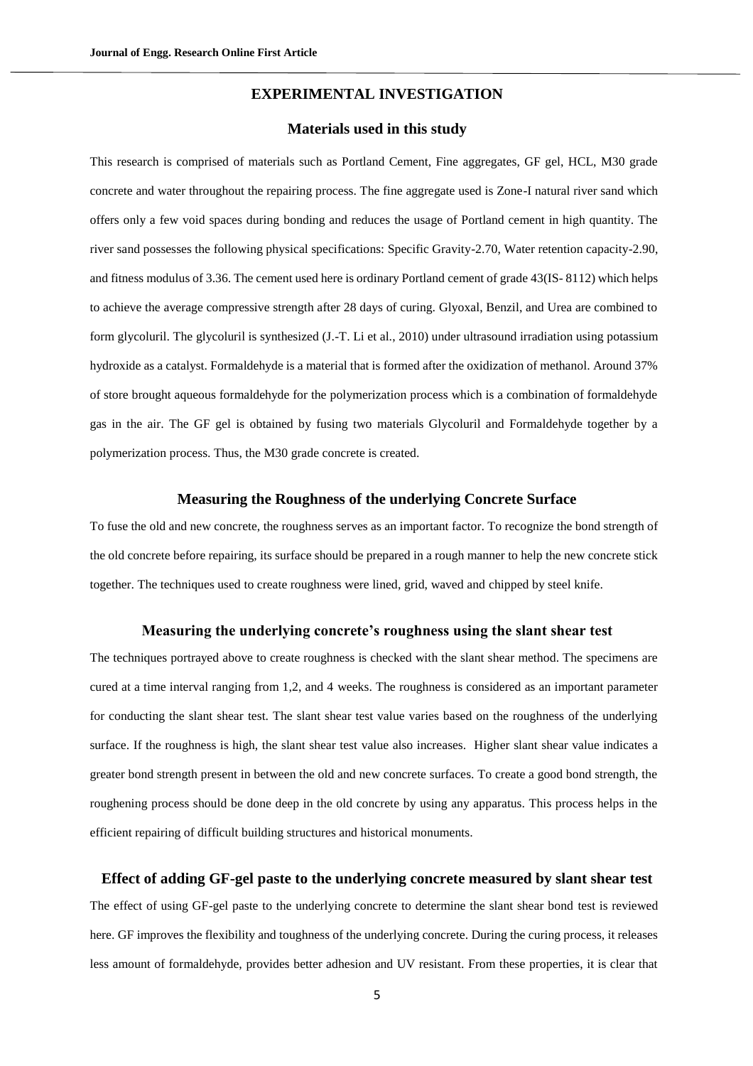## EXPERIMENTAL INVESTIGATION

### Materials used in this study

This research is comprised of materials such as Portland Cement, Fine aggregates, GF gel, HCL, M30 grade concrete and water throughout the repairing process. The fine aggregate used is Zone-I natural river sand which offers only a few void spaces during bonding and reduces the usage of Portland cement in high quantity. The river sand possesses the following physical specifications: Specific Gravity-2.70, Water retention capacity-2.90, and fitness modulus of 3.36. The cement used here is ordinary Portland cement of grade 43(IS- 8112) which helps to achieve the average compressive strength after 28 days of curing. Glyoxal, Benzil, and Urea are combined to form glycoluril. The glycoluril is synthesized (J.-T. Li et al., 2010) under ultrasound irradiation using potassium hydroxide as a catalyst. Formaldehyde is a material that is formed after the oxidization of methanol. Around 37% of store brought aqueous formaldehyde for the polymerization process which is a combination of formaldehyde gas in the air. The GF gel is obtained by fusing two materials Glycoluril and Formaldehyde together by a polymerization process. Thus, the M30 grade concrete is created.

### Measuring the Roughness of the underlying Concrete Surface

To fuse the old and new concrete, the roughness serves as an important factor. To recognize the bond strength of the old concrete before repairing, its surface should be prepared in a rough manner to help the new concrete stick together. The techniques used to create roughness were lined, grid, waved and chipped by steel knife.

### Measuring the underlying concrete's roughness using the slant shear test

The techniques portrayed above to create roughness is checked with the slant shear method. The specimens are cured at a time interval ranging from 1,2, and 4 weeks. The roughness is considered as an important parameter for conducting the slant shear test. The slant shear test value varies based on the roughness of the underlying surface. If the roughness is high, the slant shear test value also increases. Higher slant shear value indicates a greater bond strength present in between the old and new concrete surfaces. To create a good bond strength, the roughening process should be done deep in the old concrete by using any apparatus. This process helps in the efficient repairing of difficult building structures and historical monuments.

### Effect of adding GF-gel paste to the underlying concrete measured by slant shear test

The effect of using GF-gel paste to the underlying concrete to determine the slant shear bond test is reviewed here. GF improves the flexibility and toughness of the underlying concrete. During the curing process, it releases less amount of formaldehyde, provides better adhesion and UV resistant. From these properties, it is clear that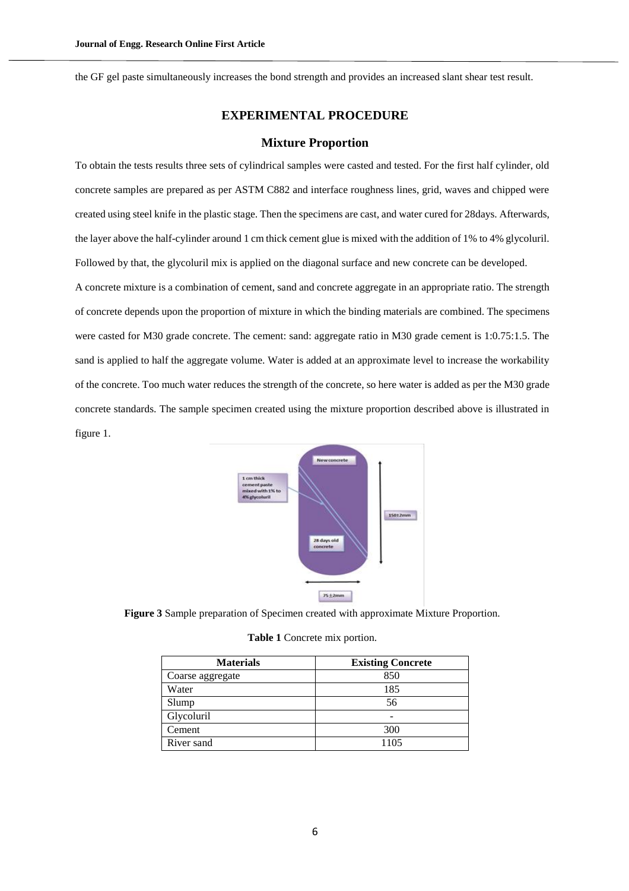the GF gel paste simultaneously increases the bond strength and provides an increased slant shear test result.

## EXPERIMENTAL PROCEDURE

### Mixture Proportion

To obtain the tests results three sets of cylindrical samples were casted and tested. For the first half cylinder, old concrete samples are prepared as per ASTM C882 and interface roughness lines, grid, waves and chipped were created using steel knife in the plastic stage. Then the specimens are cast, and water cured for 28days. Afterwards, the layer above the half-cylinder around 1 cm thick cement glue is mixed with the addition of 1% to 4% glycoluril. Followed by that, the glycoluril mix is applied on the diagonal surface and new concrete can be developed.

A concrete mixture is a combination of cement, sand and concrete aggregate in an appropriate ratio. The strength of concrete depends upon the proportion of mixture in which the binding materials are combined. The specimens were casted for M30 grade concrete. The cement: sand: aggregate ratio in M30 grade cement is 1:0.75:1.5. The sand is applied to half the aggregate volume. Water is added at an approximate level to increase the workability of the concrete. Too much water reduces the strength of the concrete, so here water is added as per the M30 grade concrete standards. The sample specimen created using the mixture proportion described above is illustrated in figure 1.

**Figure 3** Sample preparation of Specimen created with approximate Mixture Proportion.

**Table 1** Concrete mix portion.

| Materials | Existing Concrete |
| --- | --- |
| Coarse aggregate | 850 |
| Water | 185 |
| Slump | 56 |
| Glycoluril | - |
| Cement | 300 |
| River sand | 1105 |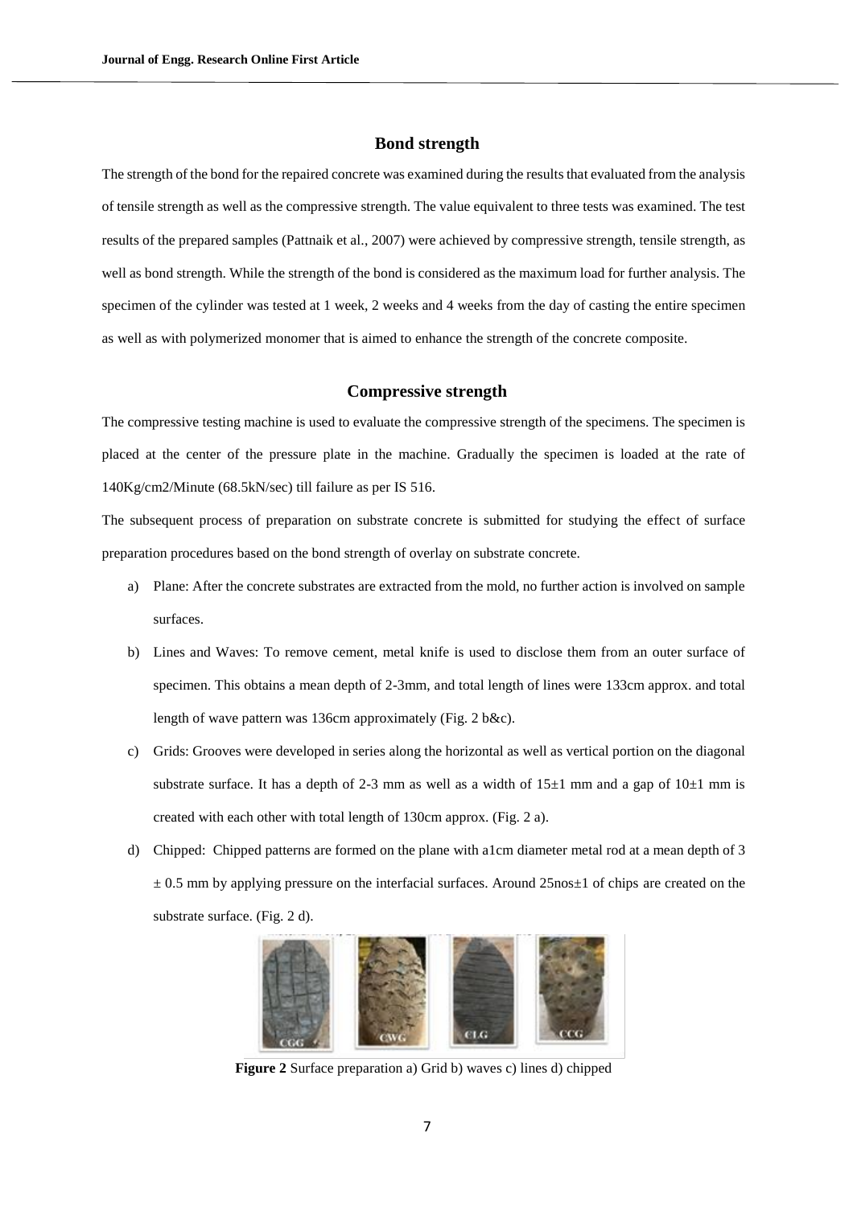## Bond strength

The strength of the bond for the repaired concrete was examined during the results that evaluated from the analysis of tensile strength as well as the compressive strength. The value equivalent to three tests was examined. The test results of the prepared samples (Pattnaik et al., 2007) were achieved by compressive strength, tensile strength, as well as bond strength. While the strength of the bond is considered as the maximum load for further analysis. The specimen of the cylinder was tested at 1 week, 2 weeks and 4 weeks from the day of casting the entire specimen as well as with polymerized monomer that is aimed to enhance the strength of the concrete composite.

## Compressive strength

The compressive testing machine is used to evaluate the compressive strength of the specimens. The specimen is placed at the center of the pressure plate in the machine. Gradually the specimen is loaded at the rate of 140Kg/cm2/Minute (68.5kN/sec) till failure as per IS 516.

The subsequent process of preparation on substrate concrete is submitted for studying the effect of surface preparation procedures based on the bond strength of overlay on substrate concrete.

a) Plane: After the concrete substrates are extracted from the mold, no further action is involved on sample surfaces.

b) Lines and Waves: To remove cement, metal knife is used to disclose them from an outer surface of specimen. This obtains a mean depth of 2-3mm, and total length of lines were 133cm approx. and total length of wave pattern was 136cm approximately (Fig. 2 b&c).

c) Grids: Grooves were developed in series along the horizontal as well as vertical portion on the diagonal substrate surface. It has a depth of 2-3 mm as well as a width of 15±1 mm and a gap of 10±1 mm is created with each other with total length of 130cm approx. (Fig. 2 a).

d) Chipped: Chipped patterns are formed on the plane with a1cm diameter metal rod at a mean depth of 3 ± 0.5 mm by applying pressure on the interfacial surfaces. Around 25nos±1 of chips are created on the substrate surface. (Fig. 2 d).

CGG CWG CLG CCG

**Figure 2** Surface preparation a) Grid b) waves c) lines d) chipped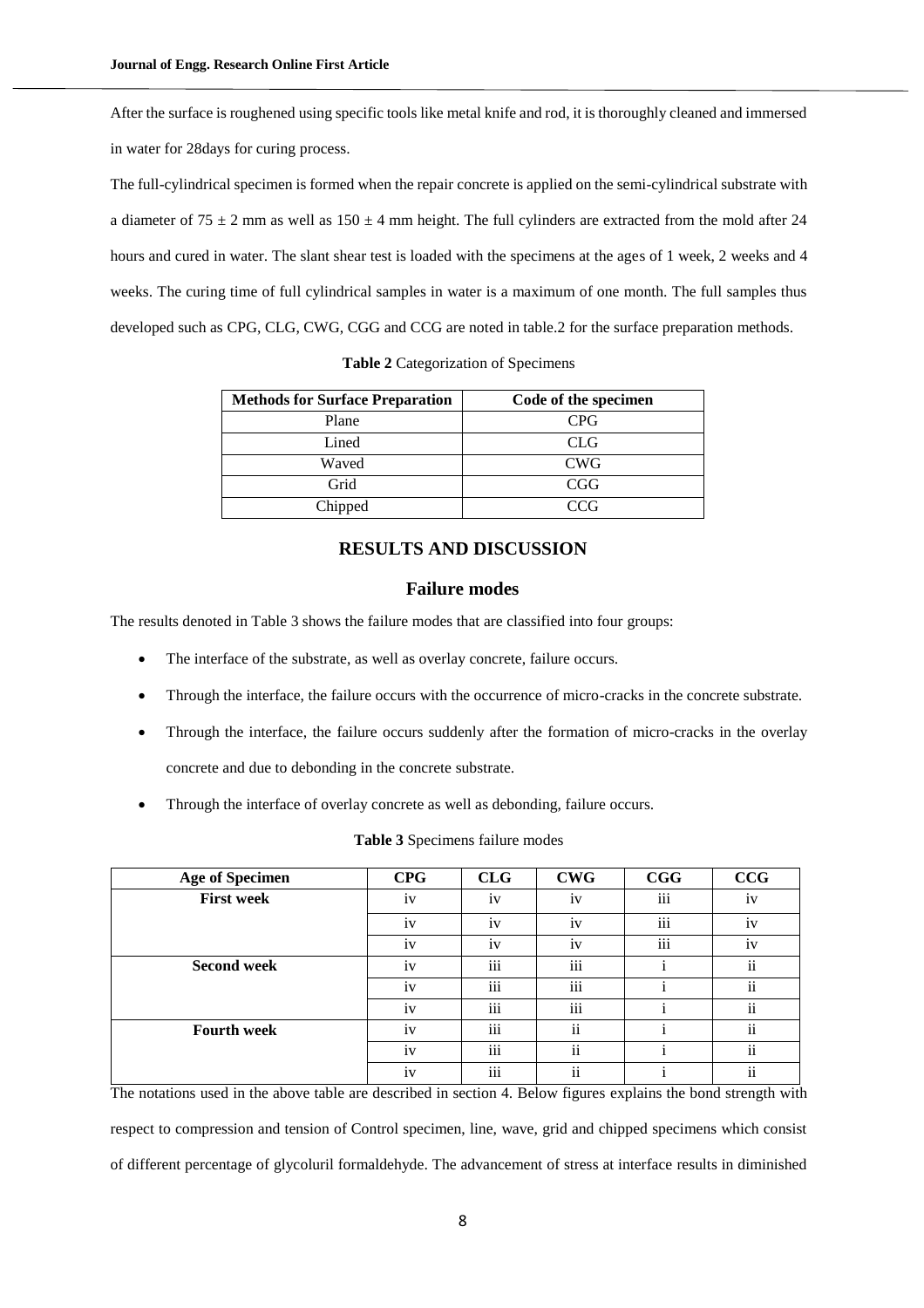After the surface is roughened using specific tools like metal knife and rod, it is thoroughly cleaned and immersed in water for 28days for curing process.

The full-cylindrical specimen is formed when the repair concrete is applied on the semi-cylindrical substrate with a diameter of $75 \pm 2$ mm as well as $150 \pm 4$ mm height. The full cylinders are extracted from the mold after 24 hours and cured in water. The slant shear test is loaded with the specimens at the ages of 1 week, 2 weeks and 4 weeks. The curing time of full cylindrical samples in water is a maximum of one month. The full samples thus developed such as CPG, CLG, CWG, CGG and CCG are noted in table.2 for the surface preparation methods.

**Table 2** Categorization of Specimens

| Methods for Surface Preparation | Code of the specimen |
|---|---|
| Plane | CPG |
| Lined | CLG |
| Waved | CWG |
| Grid | CGG |
| Chipped | CCG |

## RESULTS AND DISCUSSION

### Failure modes

The results denoted in Table 3 shows the failure modes that are classified into four groups:

- The interface of the substrate, as well as overlay concrete, failure occurs.
- Through the interface, the failure occurs with the occurrence of micro-cracks in the concrete substrate.
- Through the interface, the failure occurs suddenly after the formation of micro-cracks in the overlay concrete and due to debonding in the concrete substrate.
- Through the interface of overlay concrete as well as debonding, failure occurs.

**Table 3** Specimens failure modes

| Age of Specimen | CPG | CLG | CWG | CGG | CCG |
|---|---|---|---|---|---|
| **First week** | iv | iv | iv | iii | iv |
| | iv | iv | iv | iii | iv |
| | iv | iv | iv | iii | iv |
| **Second week** | iv | iii | iii | i | ii |
| | iv | iii | iii | i | ii |
| | iv | iii | iii | i | ii |
| **Fourth week** | iv | iii | ii | i | ii |
| | iv | iii | ii | i | ii |
| | iv | iii | ii | i | ii |

The notations used in the above table are described in section 4. Below figures explains the bond strength with respect to compression and tension of Control specimen, line, wave, grid and chipped specimens which consist of different percentage of glycoluril formaldehyde. The advancement of stress at interface results in diminished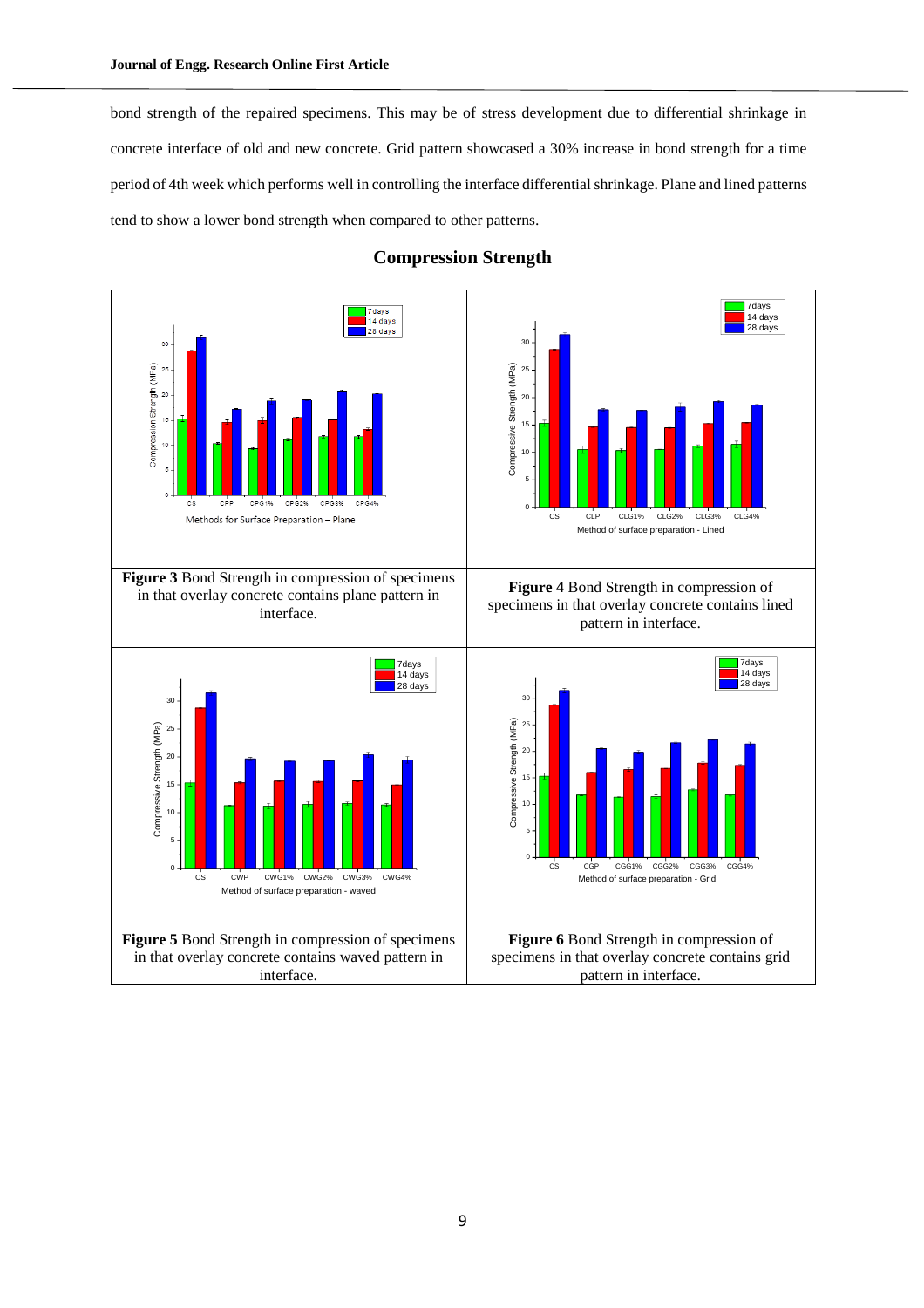bond strength of the repaired specimens. This may be of stress development due to differential shrinkage in concrete interface of old and new concrete. Grid pattern showcased a 30% increase in bond strength for a time period of 4th week which performs well in controlling the interface differential shrinkage. Plane and lined patterns tend to show a lower bond strength when compared to other patterns.

## Compression Strength

**Figure 3** Bond Strength in compression of specimens in that overlay concrete contains plane pattern in interface.

**Figure 4** Bond Strength in compression of specimens in that overlay concrete contains lined pattern in interface.

**Figure 5** Bond Strength in compression of specimens in that overlay concrete contains waved pattern in interface.

**Figure 6** Bond Strength in compression of specimens in that overlay concrete contains grid pattern in interface.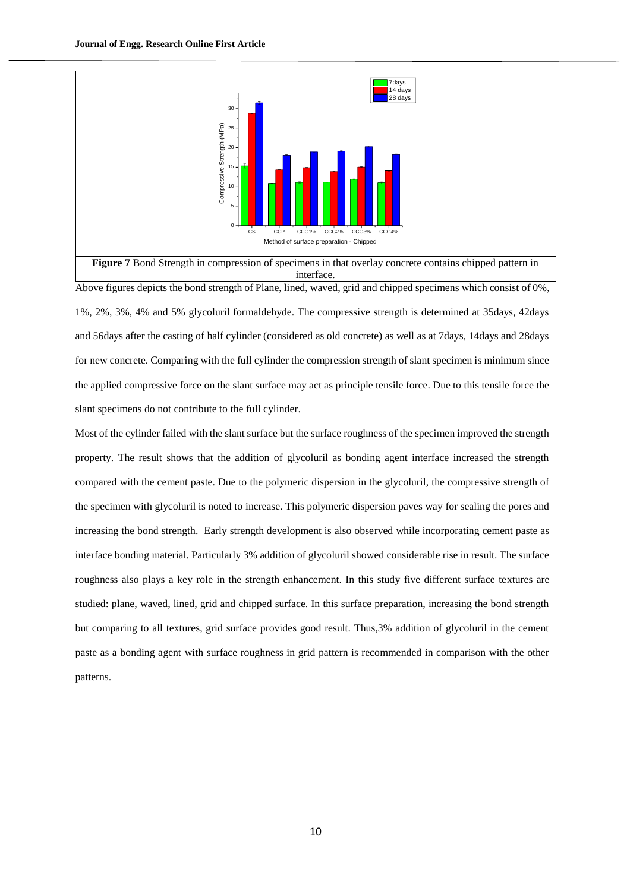**Figure 7** Bond Strength in compression of specimens in that overlay concrete contains chipped pattern in interface.

Above figures depicts the bond strength of Plane, lined, waved, grid and chipped specimens which consist of 0%, 1%, 2%, 3%, 4% and 5% glycoluril formaldehyde. The compressive strength is determined at 35days, 42days and 56days after the casting of half cylinder (considered as old concrete) as well as at 7days, 14days and 28days for new concrete. Comparing with the full cylinder the compression strength of slant specimen is minimum since the applied compressive force on the slant surface may act as principle tensile force. Due to this tensile force the slant specimens do not contribute to the full cylinder.

Most of the cylinder failed with the slant surface but the surface roughness of the specimen improved the strength property. The result shows that the addition of glycoluril as bonding agent interface increased the strength compared with the cement paste. Due to the polymeric dispersion in the glycoluril, the compressive strength of the specimen with glycoluril is noted to increase. This polymeric dispersion paves way for sealing the pores and increasing the bond strength. Early strength development is also observed while incorporating cement paste as interface bonding material. Particularly 3% addition of glycoluril showed considerable rise in result. The surface roughness also plays a key role in the strength enhancement. In this study five different surface textures are studied: plane, waved, lined, grid and chipped surface. In this surface preparation, increasing the bond strength but comparing to all textures, grid surface provides good result. Thus,3% addition of glycoluril in the cement paste as a bonding agent with surface roughness in grid pattern is recommended in comparison with the other patterns.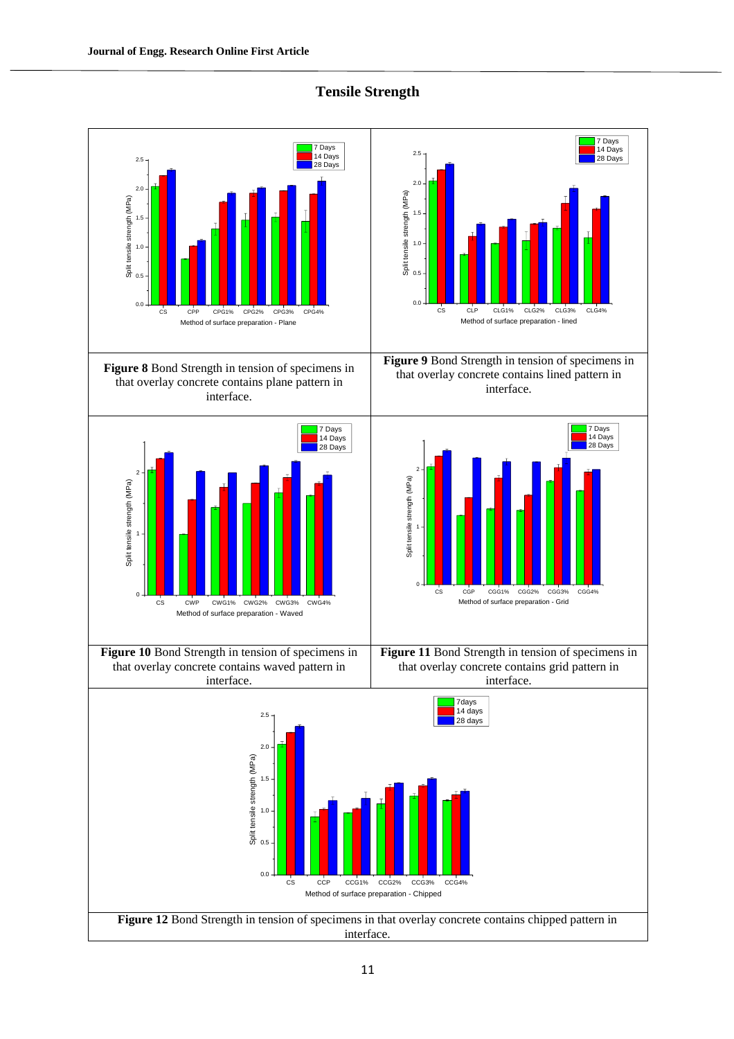## Tensile Strength

**Figure 8** Bond Strength in tension of specimens in that overlay concrete contains plane pattern in interface.

**Figure 9** Bond Strength in tension of specimens in that overlay concrete contains lined pattern in interface.

**Figure 10** Bond Strength in tension of specimens in that overlay concrete contains waved pattern in interface.

**Figure 11** Bond Strength in tension of specimens in that overlay concrete contains grid pattern in interface.

**Figure 12** Bond Strength in tension of specimens in that overlay concrete contains chipped pattern in interface.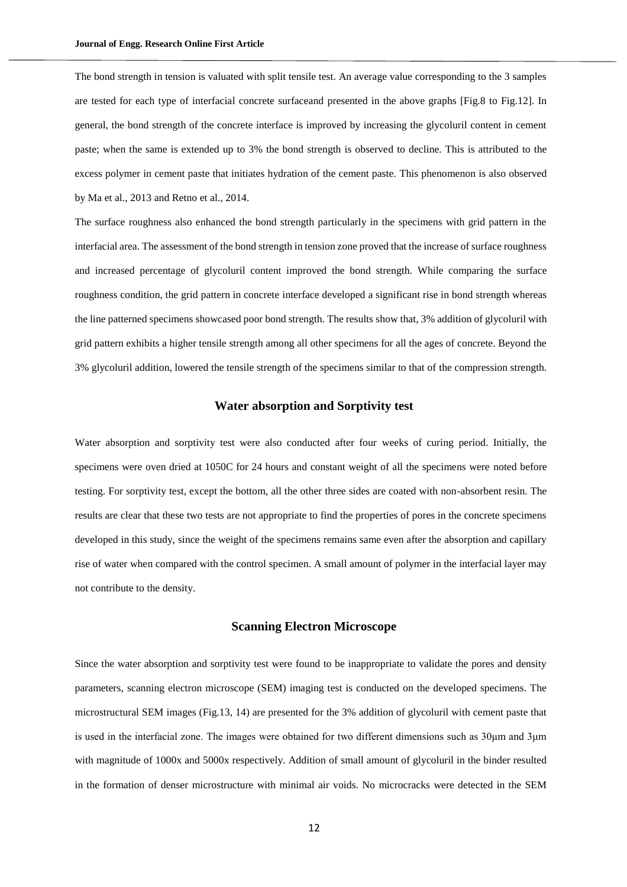The bond strength in tension is valuated with split tensile test. An average value corresponding to the 3 samples are tested for each type of interfacial concrete surfaceand presented in the above graphs [Fig.8 to Fig.12]. In general, the bond strength of the concrete interface is improved by increasing the glycoluril content in cement paste; when the same is extended up to 3% the bond strength is observed to decline. This is attributed to the excess polymer in cement paste that initiates hydration of the cement paste. This phenomenon is also observed by Ma et al., 2013 and Retno et al., 2014.

The surface roughness also enhanced the bond strength particularly in the specimens with grid pattern in the interfacial area. The assessment of the bond strength in tension zone proved that the increase of surface roughness and increased percentage of glycoluril content improved the bond strength. While comparing the surface roughness condition, the grid pattern in concrete interface developed a significant rise in bond strength whereas the line patterned specimens showcased poor bond strength. The results show that, 3% addition of glycoluril with grid pattern exhibits a higher tensile strength among all other specimens for all the ages of concrete. Beyond the 3% glycoluril addition, lowered the tensile strength of the specimens similar to that of the compression strength.

## Water absorption and Sorptivity test

Water absorption and sorptivity test were also conducted after four weeks of curing period. Initially, the specimens were oven dried at 1050C for 24 hours and constant weight of all the specimens were noted before testing. For sorptivity test, except the bottom, all the other three sides are coated with non-absorbent resin. The results are clear that these two tests are not appropriate to find the properties of pores in the concrete specimens developed in this study, since the weight of the specimens remains same even after the absorption and capillary rise of water when compared with the control specimen. A small amount of polymer in the interfacial layer may not contribute to the density.

## Scanning Electron Microscope

Since the water absorption and sorptivity test were found to be inappropriate to validate the pores and density parameters, scanning electron microscope (SEM) imaging test is conducted on the developed specimens. The microstructural SEM images (Fig.13, 14) are presented for the 3% addition of glycoluril with cement paste that is used in the interfacial zone. The images were obtained for two different dimensions such as 30μm and 3μm with magnitude of 1000x and 5000x respectively. Addition of small amount of glycoluril in the binder resulted in the formation of denser microstructure with minimal air voids. No microcracks were detected in the SEM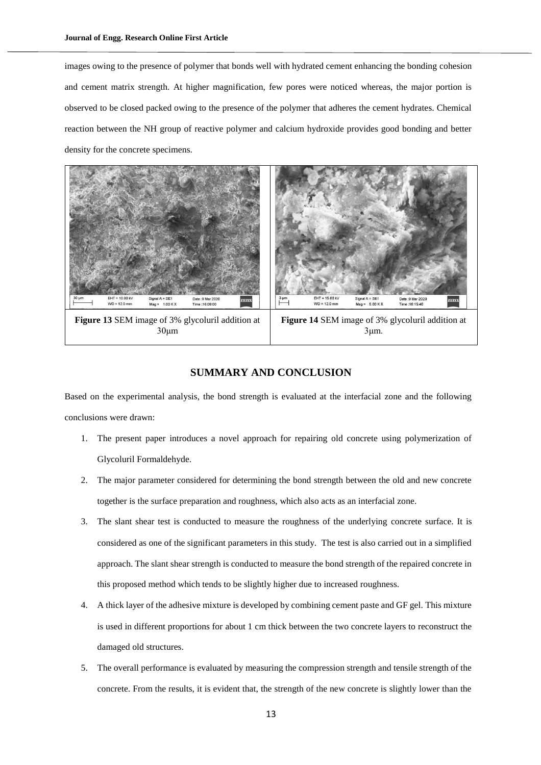images owing to the presence of polymer that bonds well with hydrated cement enhancing the bonding cohesion and cement matrix strength. At higher magnification, few pores were noticed whereas, the major portion is observed to be closed packed owing to the presence of the polymer that adheres the cement hydrates. Chemical reaction between the NH group of reactive polymer and calcium hydroxide provides good bonding and better density for the concrete specimens.

**Figure 13** SEM image of 3% glycoluril addition at 30μm

**Figure 14** SEM image of 3% glycoluril addition at 3μm.

## SUMMARY AND CONCLUSION

Based on the experimental analysis, the bond strength is evaluated at the interfacial zone and the following conclusions were drawn:

1. The present paper introduces a novel approach for repairing old concrete using polymerization of Glycoluril Formaldehyde.
2. The major parameter considered for determining the bond strength between the old and new concrete together is the surface preparation and roughness, which also acts as an interfacial zone.
3. The slant shear test is conducted to measure the roughness of the underlying concrete surface. It is considered as one of the significant parameters in this study. The test is also carried out in a simplified approach. The slant shear strength is conducted to measure the bond strength of the repaired concrete in this proposed method which tends to be slightly higher due to increased roughness.
4. A thick layer of the adhesive mixture is developed by combining cement paste and GF gel. This mixture is used in different proportions for about 1 cm thick between the two concrete layers to reconstruct the damaged old structures.
5. The overall performance is evaluated by measuring the compression strength and tensile strength of the concrete. From the results, it is evident that, the strength of the new concrete is slightly lower than the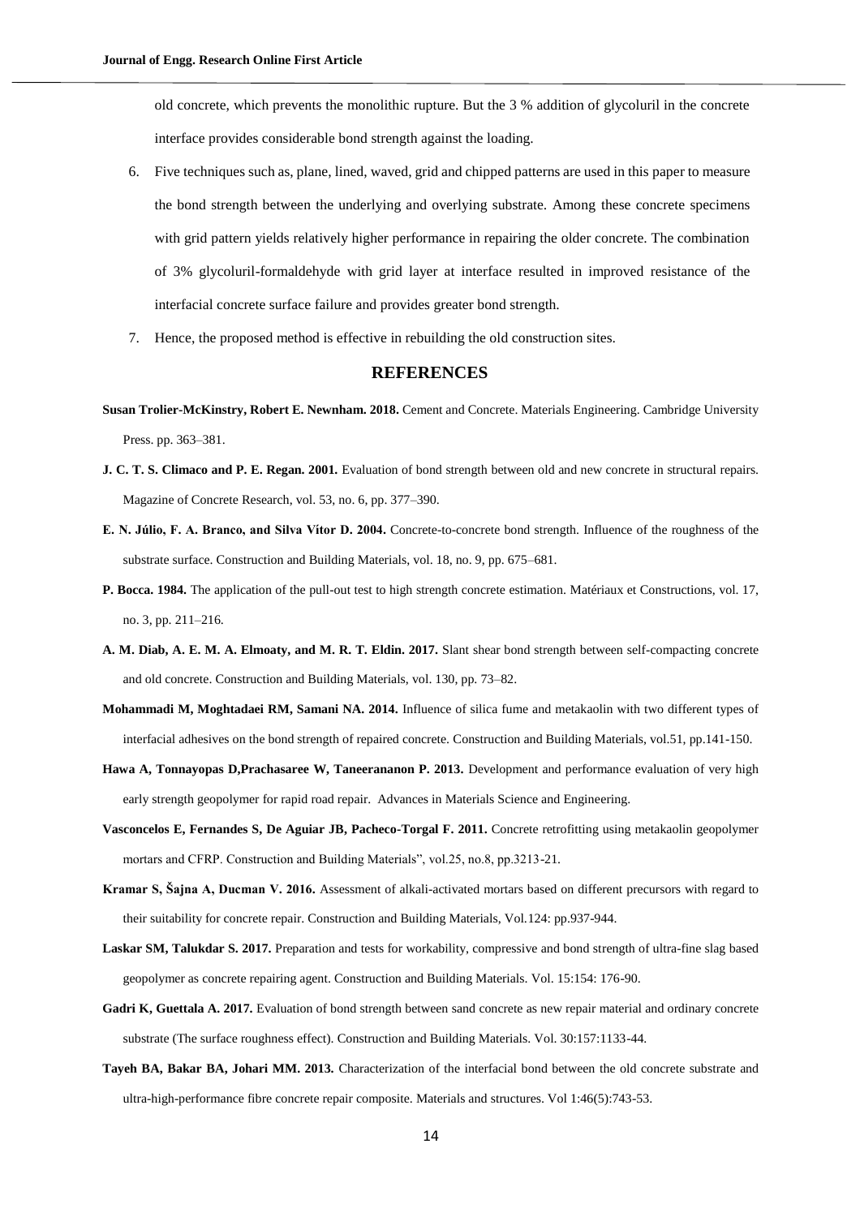old concrete, which prevents the monolithic rupture. But the 3 % addition of glycoluril in the concrete interface provides considerable bond strength against the loading.

6. Five techniques such as, plane, lined, waved, grid and chipped patterns are used in this paper to measure the bond strength between the underlying and overlying substrate. Among these concrete specimens with grid pattern yields relatively higher performance in repairing the older concrete. The combination of 3% glycoluril-formaldehyde with grid layer at interface resulted in improved resistance of the interfacial concrete surface failure and provides greater bond strength.
7. Hence, the proposed method is effective in rebuilding the old construction sites.

## REFERENCES

**Susan Trolier-McKinstry, Robert E. Newnham. 2018.** Cement and Concrete. Materials Engineering. Cambridge University Press. pp. 363–381.

**J. C. T. S. Climaco and P. E. Regan. 2001.** Evaluation of bond strength between old and new concrete in structural repairs. Magazine of Concrete Research, vol. 53, no. 6, pp. 377–390.

**E. N. Júlio, F. A. Branco, and Silva Vítor D. 2004.** Concrete-to-concrete bond strength. Influence of the roughness of the substrate surface. Construction and Building Materials, vol. 18, no. 9, pp. 675–681.

**P. Bocca. 1984.** The application of the pull-out test to high strength concrete estimation. Matériaux et Constructions, vol. 17, no. 3, pp. 211–216.

**A. M. Diab, A. E. M. A. Elmoaty, and M. R. T. Eldin. 2017.** Slant shear bond strength between self-compacting concrete and old concrete. Construction and Building Materials, vol. 130, pp. 73–82.

**Mohammadi M, Moghtadaei RM, Samani NA. 2014.** Influence of silica fume and metakaolin with two different types of interfacial adhesives on the bond strength of repaired concrete. Construction and Building Materials, vol.51, pp.141-150.

**Hawa A, Tonnayopas D,Prachasaree W, Taneerananon P. 2013.** Development and performance evaluation of very high early strength geopolymer for rapid road repair. Advances in Materials Science and Engineering.

**Vasconcelos E, Fernandes S, De Aguiar JB, Pacheco-Torgal F. 2011.** Concrete retrofitting using metakaolin geopolymer mortars and CFRP. Construction and Building Materials", vol.25, no.8, pp.3213-21.

**Kramar S, Šajna A, Ducman V. 2016.** Assessment of alkali-activated mortars based on different precursors with regard to their suitability for concrete repair. Construction and Building Materials, Vol.124: pp.937-944.

**Laskar SM, Talukdar S. 2017.** Preparation and tests for workability, compressive and bond strength of ultra-fine slag based geopolymer as concrete repairing agent. Construction and Building Materials. Vol. 15:154: 176-90.

**Gadri K, Guettala A. 2017.** Evaluation of bond strength between sand concrete as new repair material and ordinary concrete substrate (The surface roughness effect). Construction and Building Materials. Vol. 30:157:1133-44.

**Tayeh BA, Bakar BA, Johari MM. 2013.** Characterization of the interfacial bond between the old concrete substrate and ultra-high-performance fibre concrete repair composite. Materials and structures. Vol 1:46(5):743-53.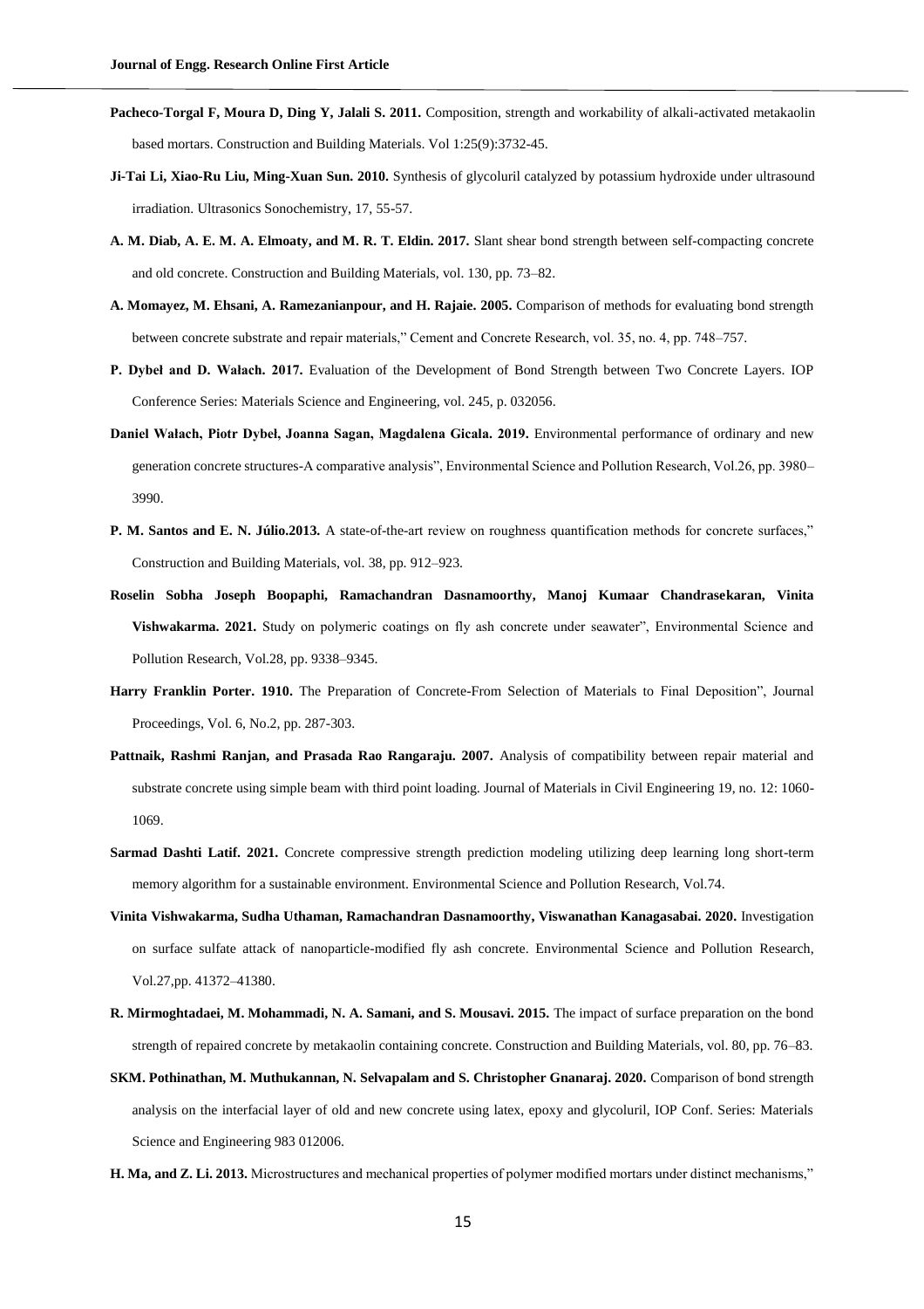**Pacheco-Torgal F, Moura D, Ding Y, Jalali S. 2011.** Composition, strength and workability of alkali-activated metakaolin based mortars. Construction and Building Materials. Vol 1:25(9):3732-45.

**Ji-Tai Li, Xiao-Ru Liu, Ming-Xuan Sun. 2010.** Synthesis of glycoluril catalyzed by potassium hydroxide under ultrasound irradiation. Ultrasonics Sonochemistry, 17, 55-57.

**A. M. Diab, A. E. M. A. Elmoaty, and M. R. T. Eldin. 2017.** Slant shear bond strength between self-compacting concrete and old concrete. Construction and Building Materials, vol. 130, pp. 73–82.

**A. Momayez, M. Ehsani, A. Ramezanianpour, and H. Rajaie. 2005.** Comparison of methods for evaluating bond strength between concrete substrate and repair materials," Cement and Concrete Research, vol. 35, no. 4, pp. 748–757.

**P. Dybeł and D. Wałach. 2017.** Evaluation of the Development of Bond Strength between Two Concrete Layers. IOP Conference Series: Materials Science and Engineering, vol. 245, p. 032056.

**Daniel Wałach, Piotr Dybeł, Joanna Sagan, Magdalena Gicala. 2019.** Environmental performance of ordinary and new generation concrete structures-A comparative analysis", Environmental Science and Pollution Research, Vol.26, pp. 3980–3990.

**P. M. Santos and E. N. Júlio.2013.** A state-of-the-art review on roughness quantification methods for concrete surfaces," Construction and Building Materials, vol. 38, pp. 912–923.

**Roselin Sobha Joseph Boopaphi, Ramachandran Dasnamoorthy, Manoj Kumaar Chandrasekaran, Vinita Vishwakarma. 2021.** Study on polymeric coatings on fly ash concrete under seawater", Environmental Science and Pollution Research, Vol.28, pp. 9338–9345.

**Harry Franklin Porter. 1910.** The Preparation of Concrete-From Selection of Materials to Final Deposition", Journal Proceedings, Vol. 6, No.2, pp. 287-303.

**Pattnaik, Rashmi Ranjan, and Prasada Rao Rangaraju. 2007.** Analysis of compatibility between repair material and substrate concrete using simple beam with third point loading. Journal of Materials in Civil Engineering 19, no. 12: 1060-1069.

**Sarmad Dashti Latif. 2021.** Concrete compressive strength prediction modeling utilizing deep learning long short-term memory algorithm for a sustainable environment. Environmental Science and Pollution Research, Vol.74.

**Vinita Vishwakarma, Sudha Uthaman, Ramachandran Dasnamoorthy, Viswanathan Kanagasabai. 2020.** Investigation on surface sulfate attack of nanoparticle-modified fly ash concrete. Environmental Science and Pollution Research, Vol.27,pp. 41372–41380.

**R. Mirmoghtadaei, M. Mohammadi, N. A. Samani, and S. Mousavi. 2015.** The impact of surface preparation on the bond strength of repaired concrete by metakaolin containing concrete. Construction and Building Materials, vol. 80, pp. 76–83.

**SKM. Pothinathan, M. Muthukannan, N. Selvapalam and S. Christopher Gnanaraj. 2020.** Comparison of bond strength analysis on the interfacial layer of old and new concrete using latex, epoxy and glycoluril, IOP Conf. Series: Materials Science and Engineering 983 012006.

**H. Ma, and Z. Li. 2013.** Microstructures and mechanical properties of polymer modified mortars under distinct mechanisms,"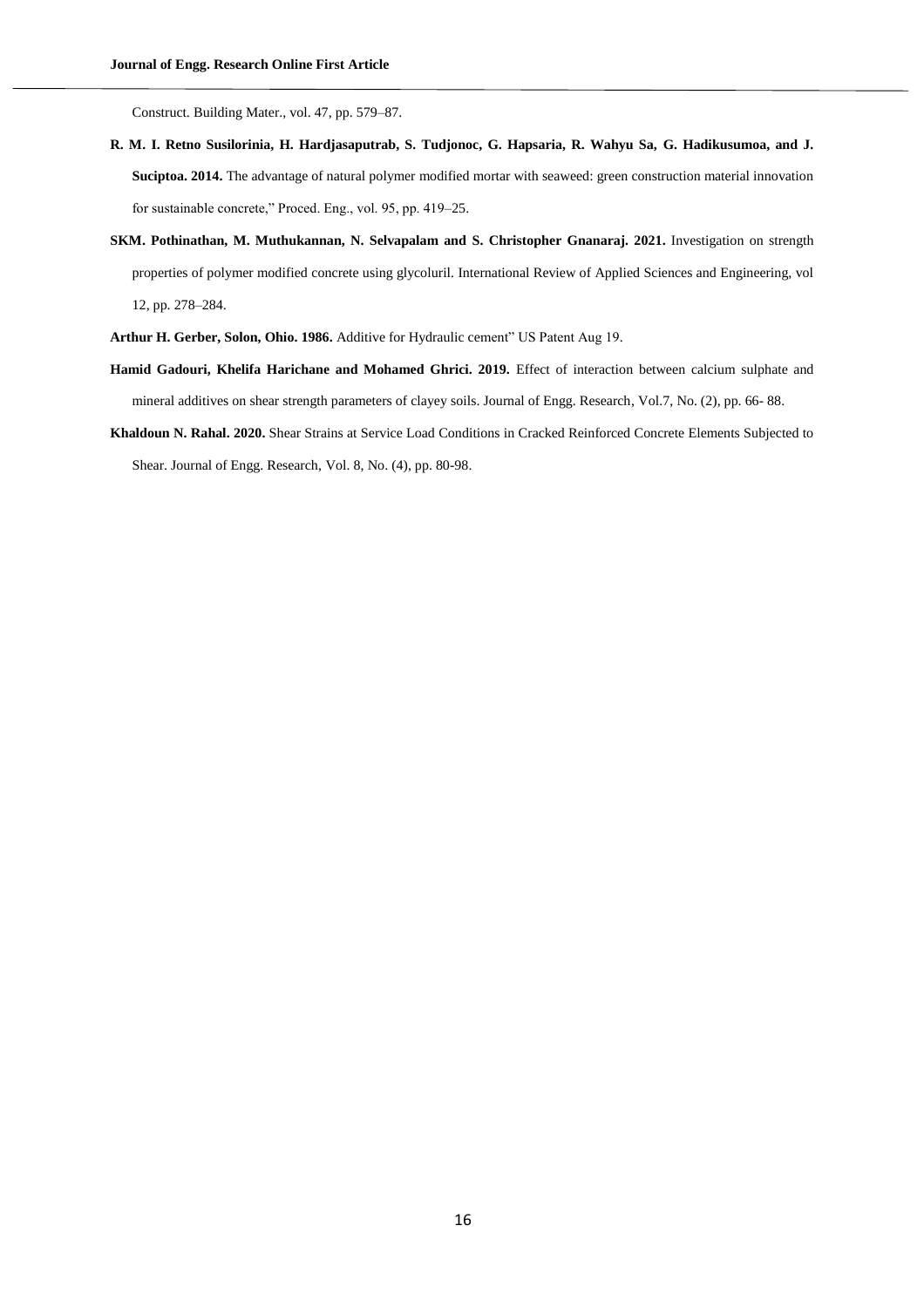Construct. Building Mater., vol. 47, pp. 579–87.

**R. M. I. Retno Susilorinia, H. Hardjasaputrab, S. Tudjonoc, G. Hapsaria, R. Wahyu Sa, G. Hadikusumoa, and J. Suciptoa. 2014.** The advantage of natural polymer modified mortar with seaweed: green construction material innovation for sustainable concrete," Proced. Eng., vol. 95, pp. 419–25.

**SKM. Pothinathan, M. Muthukannan, N. Selvapalam and S. Christopher Gnanaraj. 2021.** Investigation on strength properties of polymer modified concrete using glycoluril. International Review of Applied Sciences and Engineering, vol 12, pp. 278–284.

**Arthur H. Gerber, Solon, Ohio. 1986.** Additive for Hydraulic cement" US Patent Aug 19.

**Hamid Gadouri, Khelifa Harichane and Mohamed Ghrici. 2019.** Effect of interaction between calcium sulphate and mineral additives on shear strength parameters of clayey soils. Journal of Engg. Research, Vol.7, No. (2), pp. 66- 88.

**Khaldoun N. Rahal. 2020.** Shear Strains at Service Load Conditions in Cracked Reinforced Concrete Elements Subjected to Shear. Journal of Engg. Research, Vol. 8, No. (4), pp. 80-98.